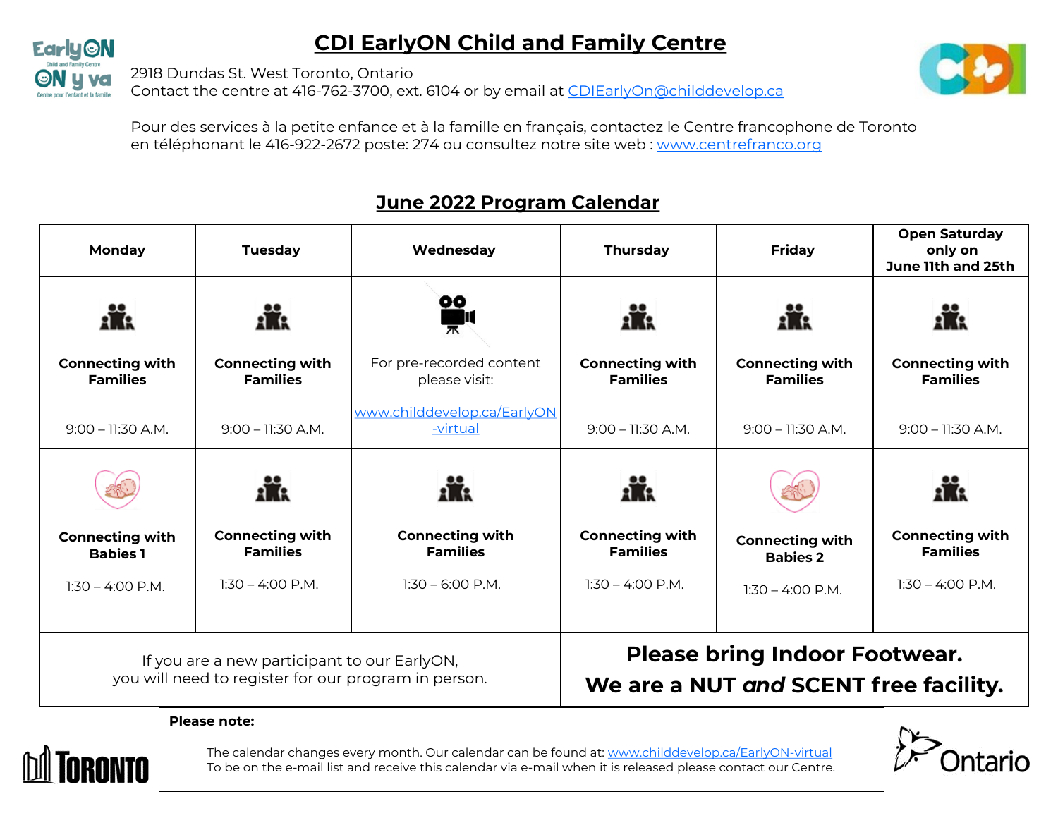# CDI EarlyON Child and Family Centre

2918 Dundas St. West Toronto, Ontario
Contact the centre at 416-762-3700, ext. 6104 or by email at CDIEarlyOn@childdevelop.ca

Pour des services à la petite enfance et à la famille en français, contactez le Centre francophone de Toronto en téléphonant le 416-922-2672 poste: 274 ou consultez notre site web : www.centrefranco.org

## June 2022 Program Calendar

| Monday | Tuesday | Wednesday | Thursday | Friday | Open Saturday only on June 11th and 25th |
|---|---|---|---|---|---|
| **Connecting with Families** 9:00 – 11:30 A.M. | **Connecting with Families** 9:00 – 11:30 A.M. | For pre-recorded content please visit: www.childdevelop.ca/EarlyON-virtual | **Connecting with Families** 9:00 – 11:30 A.M. | **Connecting with Families** 9:00 – 11:30 A.M. | **Connecting with Families** 9:00 – 11:30 A.M. |
| **Connecting with Babies 1** 1:30 – 4:00 P.M. | **Connecting with Families** 1:30 – 4:00 P.M. | **Connecting with Families** 1:30 – 6:00 P.M. | **Connecting with Families** 1:30 – 4:00 P.M. | **Connecting with Babies 2** 1:30 – 4:00 P.M. | **Connecting with Families** 1:30 – 4:00 P.M. |

If you are a new participant to our EarlyON, you will need to register for our program in person.

**Please bring Indoor Footwear.**
**We are a NUT *and* SCENT free facility.**

**Please note:**

The calendar changes every month. Our calendar can be found at: www.childdevelop.ca/EarlyON-virtual
To be on the e-mail list and receive this calendar via e-mail when it is released please contact our Centre.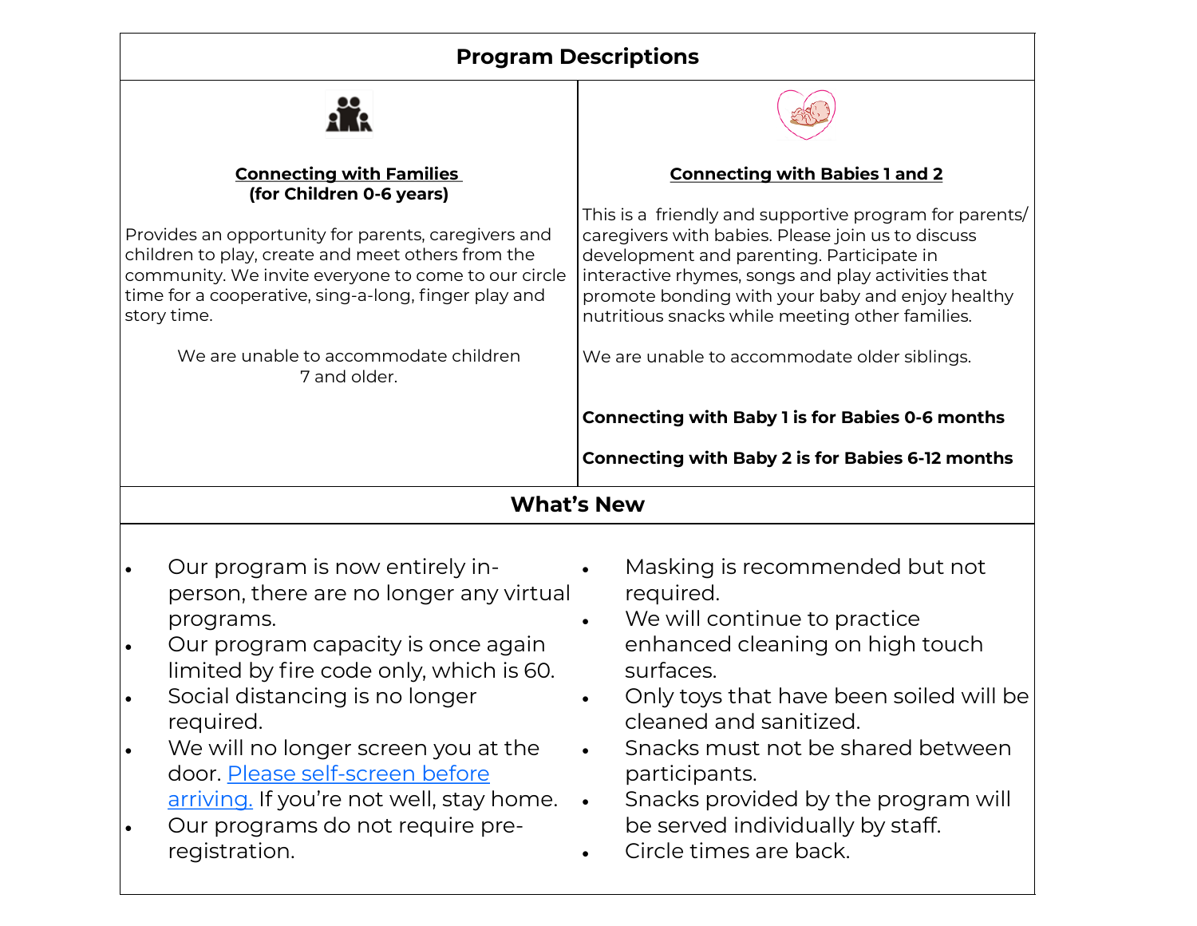## Program Descriptions

### Connecting with Families (for Children 0-6 years)

Provides an opportunity for parents, caregivers and children to play, create and meet others from the community. We invite everyone to come to our circle time for a cooperative, sing-a-long, finger play and story time.

We are unable to accommodate children 7 and older.

### Connecting with Babies 1 and 2

This is a friendly and supportive program for parents/ caregivers with babies. Please join us to discuss development and parenting. Participate in interactive rhymes, songs and play activities that promote bonding with your baby and enjoy healthy nutritious snacks while meeting other families.

We are unable to accommodate older siblings.

**Connecting with Baby 1 is for Babies 0-6 months**

**Connecting with Baby 2 is for Babies 6-12 months**

## What's New

- Our program is now entirely in-person, there are no longer any virtual programs.
- Our program capacity is once again limited by fire code only, which is 60.
- Social distancing is no longer required.
- We will no longer screen you at the door. [Please self-screen before arriving.] If you're not well, stay home.
- Our programs do not require pre-registration.
- Masking is recommended but not required.
- We will continue to practice enhanced cleaning on high touch surfaces.
- Only toys that have been soiled will be cleaned and sanitized.
- Snacks must not be shared between participants.
- Snacks provided by the program will be served individually by staff.
- Circle times are back.